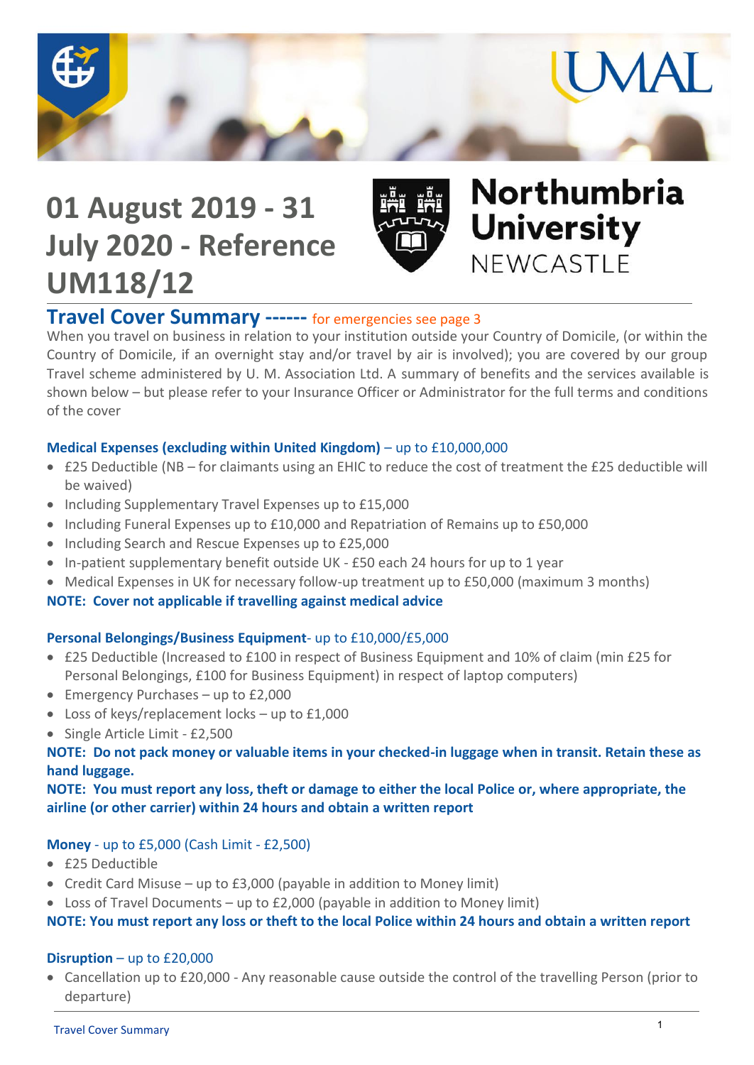# 01 August 2019 - 31 July 2020 - Reference UM118/12

Northumbria University NEWCASTLE

## Travel Cover Summary ------ for emergencies see page 3

When you travel on business in relation to your institution outside your Country of Domicile, (or within the Country of Domicile, if an overnight stay and/or travel by air is involved); you are covered by our group Travel scheme administered by U. M. Association Ltd. A summary of benefits and the services available is shown below – but please refer to your Insurance Officer or Administrator for the full terms and conditions of the cover

### Medical Expenses (excluding within United Kingdom) – up to £10,000,000

- £25 Deductible (NB – for claimants using an EHIC to reduce the cost of treatment the £25 deductible will be waived)
- Including Supplementary Travel Expenses up to £15,000
- Including Funeral Expenses up to £10,000 and Repatriation of Remains up to £50,000
- Including Search and Rescue Expenses up to £25,000
- In-patient supplementary benefit outside UK - £50 each 24 hours for up to 1 year
- Medical Expenses in UK for necessary follow-up treatment up to £50,000 (maximum 3 months)

**NOTE: Cover not applicable if travelling against medical advice**

### Personal Belongings/Business Equipment- up to £10,000/£5,000

- £25 Deductible (Increased to £100 in respect of Business Equipment and 10% of claim (min £25 for Personal Belongings, £100 for Business Equipment) in respect of laptop computers)
- Emergency Purchases – up to £2,000
- Loss of keys/replacement locks – up to £1,000
- Single Article Limit - £2,500

**NOTE: Do not pack money or valuable items in your checked-in luggage when in transit. Retain these as hand luggage.**

**NOTE: You must report any loss, theft or damage to either the local Police or, where appropriate, the airline (or other carrier) within 24 hours and obtain a written report**

### Money - up to £5,000 (Cash Limit - £2,500)

- £25 Deductible
- Credit Card Misuse – up to £3,000 (payable in addition to Money limit)
- Loss of Travel Documents – up to £2,000 (payable in addition to Money limit)

**NOTE: You must report any loss or theft to the local Police within 24 hours and obtain a written report**

### Disruption – up to £20,000

- Cancellation up to £20,000 - Any reasonable cause outside the control of the travelling Person (prior to departure)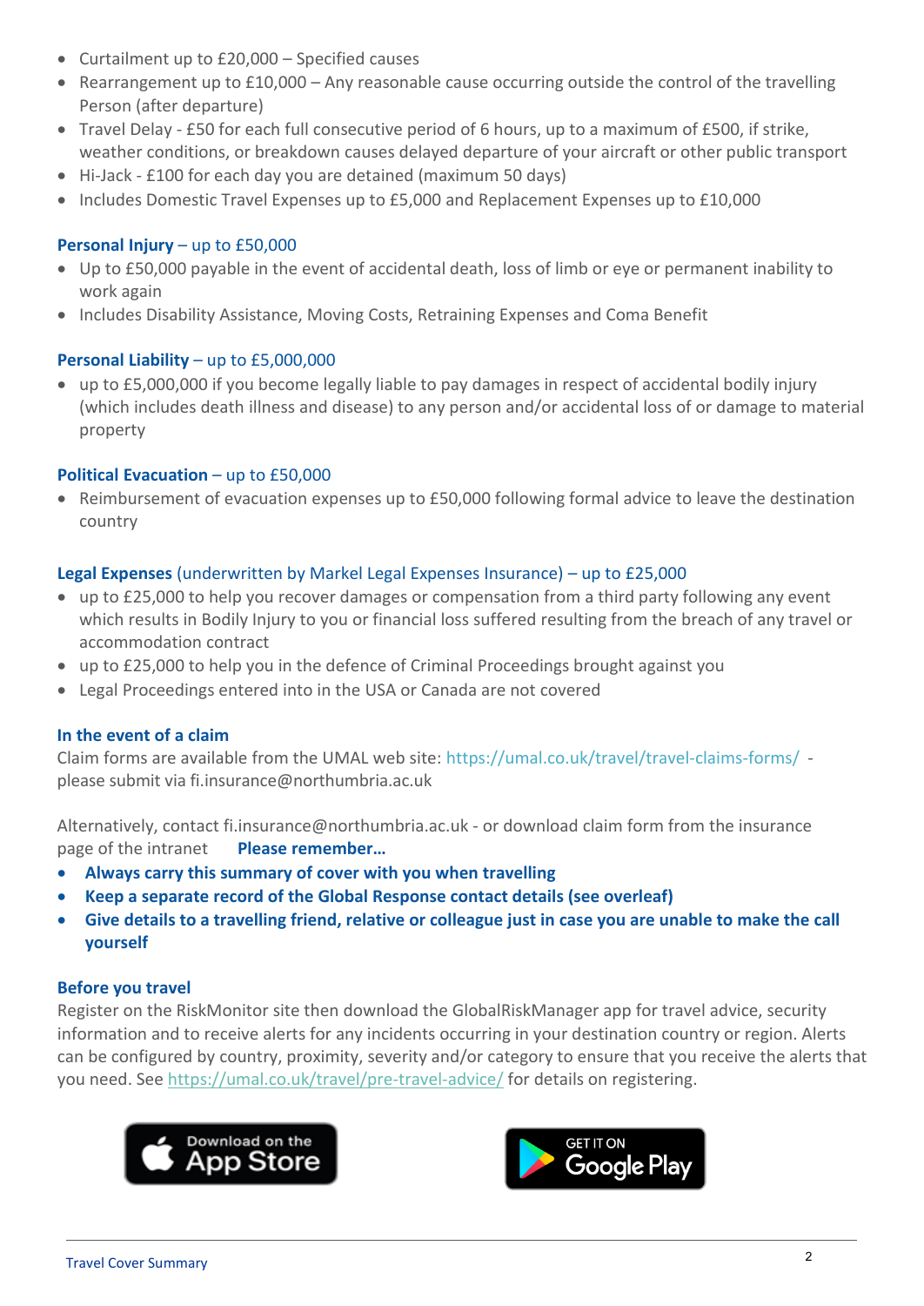- Curtailment up to £20,000 – Specified causes
- Rearrangement up to £10,000 – Any reasonable cause occurring outside the control of the travelling Person (after departure)
- Travel Delay - £50 for each full consecutive period of 6 hours, up to a maximum of £500, if strike, weather conditions, or breakdown causes delayed departure of your aircraft or other public transport
- Hi-Jack - £100 for each day you are detained (maximum 50 days)
- Includes Domestic Travel Expenses up to £5,000 and Replacement Expenses up to £10,000

### Personal Injury – up to £50,000

- Up to £50,000 payable in the event of accidental death, loss of limb or eye or permanent inability to work again
- Includes Disability Assistance, Moving Costs, Retraining Expenses and Coma Benefit

### Personal Liability – up to £5,000,000

- up to £5,000,000 if you become legally liable to pay damages in respect of accidental bodily injury (which includes death illness and disease) to any person and/or accidental loss of or damage to material property

### Political Evacuation – up to £50,000

- Reimbursement of evacuation expenses up to £50,000 following formal advice to leave the destination country

### Legal Expenses (underwritten by Markel Legal Expenses Insurance) – up to £25,000

- up to £25,000 to help you recover damages or compensation from a third party following any event which results in Bodily Injury to you or financial loss suffered resulting from the breach of any travel or accommodation contract
- up to £25,000 to help you in the defence of Criminal Proceedings brought against you
- Legal Proceedings entered into in the USA or Canada are not covered

### In the event of a claim

Claim forms are available from the UMAL web site: https://umal.co.uk/travel/travel-claims-forms/ - please submit via fi.insurance@northumbria.ac.uk

Alternatively, contact fi.insurance@northumbria.ac.uk - or download claim form from the insurance page of the intranet

**Please remember…**

- **Always carry this summary of cover with you when travelling**
- **Keep a separate record of the Global Response contact details (see overleaf)**
- **Give details to a travelling friend, relative or colleague just in case you are unable to make the call yourself**

### Before you travel

Register on the RiskMonitor site then download the GlobalRiskManager app for travel advice, security information and to receive alerts for any incidents occurring in your destination country or region. Alerts can be configured by country, proximity, severity and/or category to ensure that you receive the alerts that you need. See https://umal.co.uk/travel/pre-travel-advice/ for details on registering.

Download on the App Store

GET IT ON Google Play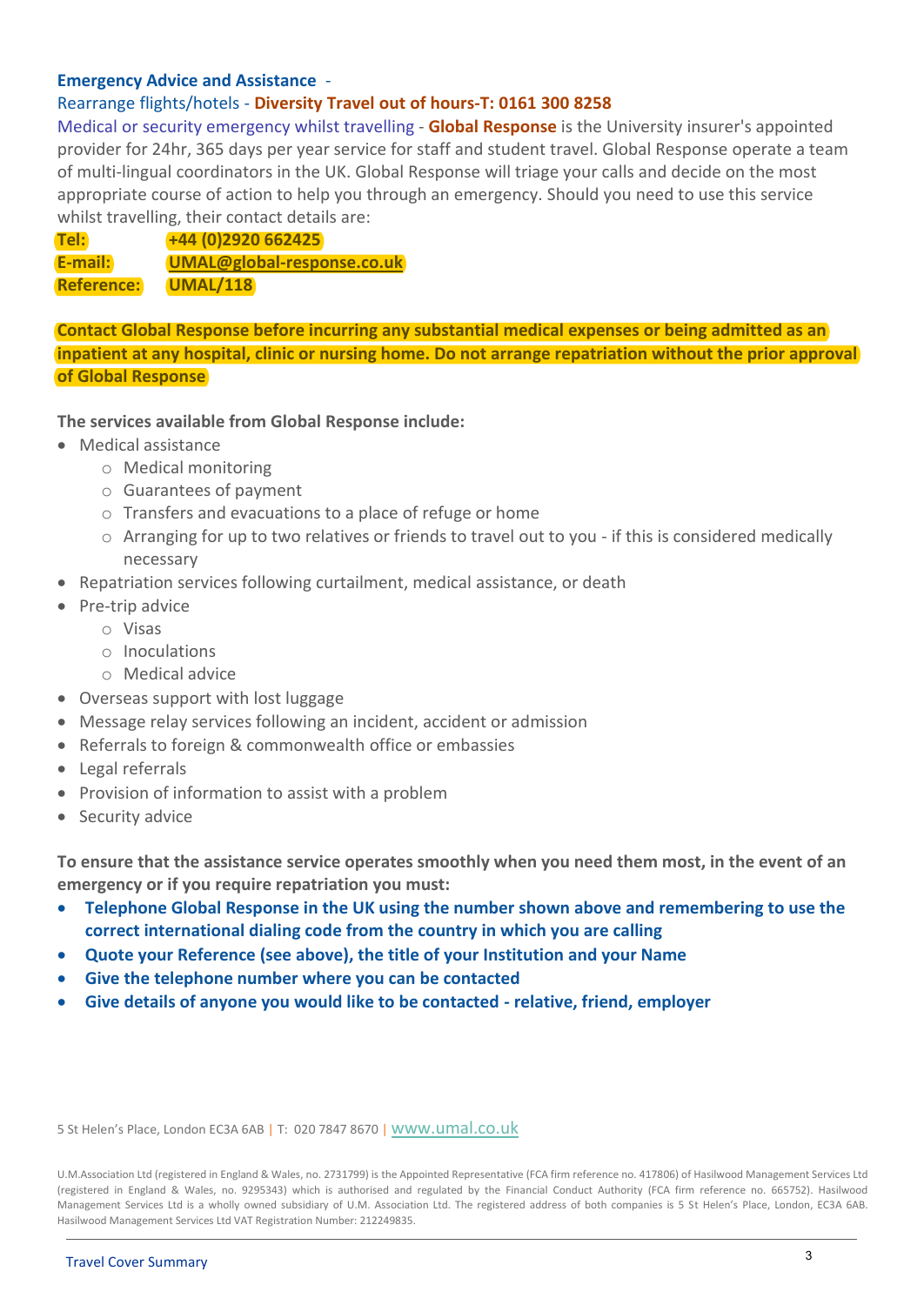**Emergency Advice and Assistance** -

Rearrange flights/hotels - **Diversity Travel out of hours-T: 0161 300 8258**

Medical or security emergency whilst travelling - **Global Response** is the University insurer's appointed provider for 24hr, 365 days per year service for staff and student travel. Global Response operate a team of multi-lingual coordinators in the UK. Global Response will triage your calls and decide on the most appropriate course of action to help you through an emergency. Should you need to use this service whilst travelling, their contact details are:

| | |
|---|---|
| **Tel:** | **+44 (0)2920 662425** |
| **E-mail:** | **UMAL@global-response.co.uk** |
| **Reference:** | **UMAL/118** |

**Contact Global Response before incurring any substantial medical expenses or being admitted as an inpatient at any hospital, clinic or nursing home. Do not arrange repatriation without the prior approval of Global Response**

**The services available from Global Response include:**

- Medical assistance
  - Medical monitoring
  - Guarantees of payment
  - Transfers and evacuations to a place of refuge or home
  - Arranging for up to two relatives or friends to travel out to you - if this is considered medically necessary
- Repatriation services following curtailment, medical assistance, or death
- Pre-trip advice
  - Visas
  - Inoculations
  - Medical advice
- Overseas support with lost luggage
- Message relay services following an incident, accident or admission
- Referrals to foreign & commonwealth office or embassies
- Legal referrals
- Provision of information to assist with a problem
- Security advice

**To ensure that the assistance service operates smoothly when you need them most, in the event of an emergency or if you require repatriation you must:**

- **Telephone Global Response in the UK using the number shown above and remembering to use the correct international dialing code from the country in which you are calling**
- **Quote your Reference (see above), the title of your Institution and your Name**
- **Give the telephone number where you can be contacted**
- **Give details of anyone you would like to be contacted - relative, friend, employer**

5 St Helen's Place, London EC3A 6AB | T: 020 7847 8670 | www.umal.co.uk

U.M.Association Ltd (registered in England & Wales, no. 2731799) is the Appointed Representative (FCA firm reference no. 417806) of Hasilwood Management Services Ltd (registered in England & Wales, no. 9295343) which is authorised and regulated by the Financial Conduct Authority (FCA firm reference no. 665752). Hasilwood Management Services Ltd is a wholly owned subsidiary of U.M. Association Ltd. The registered address of both companies is 5 St Helen's Place, London, EC3A 6AB. Hasilwood Management Services Ltd VAT Registration Number: 212249835.